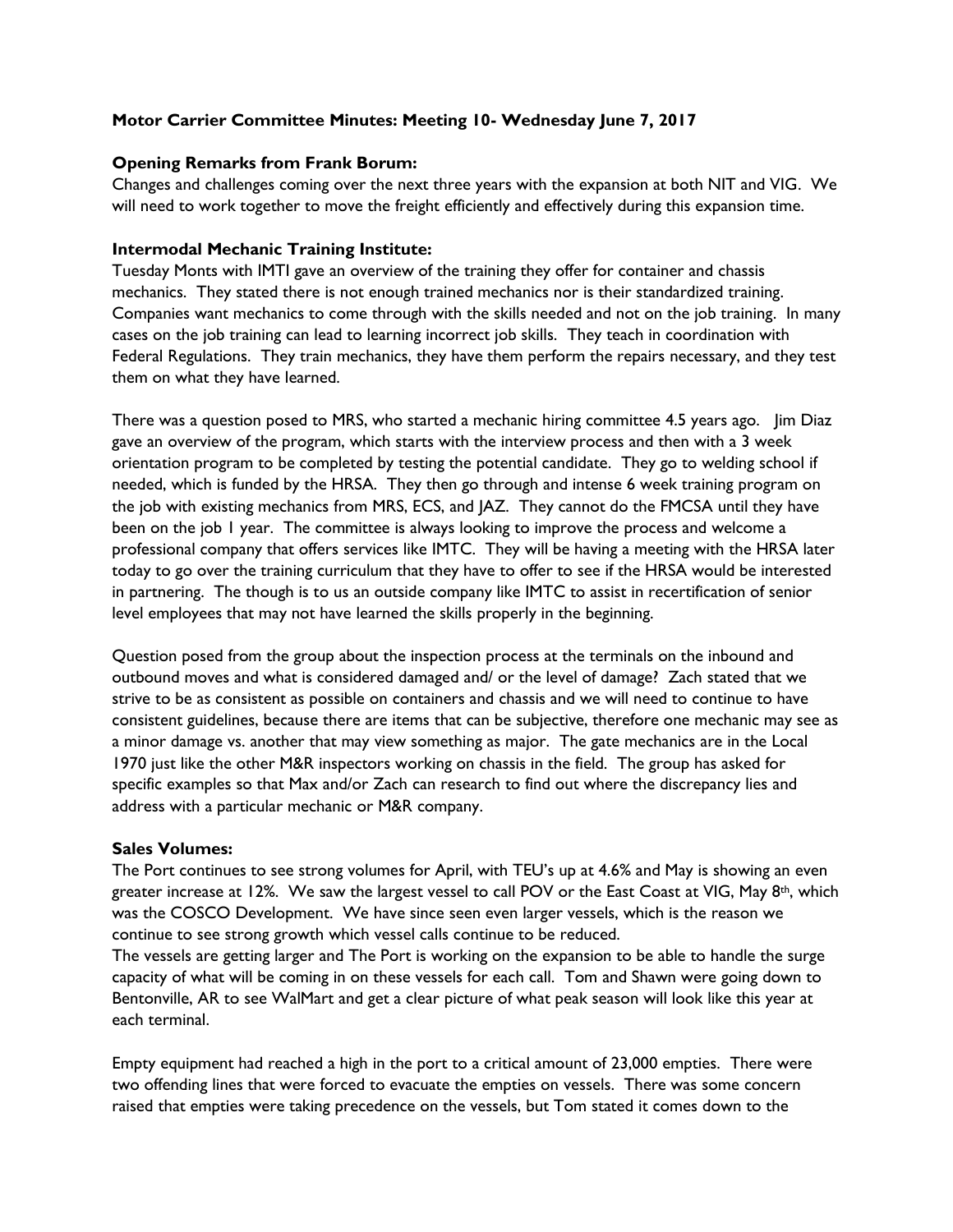**Motor Carrier Committee Minutes: Meeting 10- Wednesday June 7, 2017**

**Opening Remarks from Frank Borum:**

Changes and challenges coming over the next three years with the expansion at both NIT and VIG. We will need to work together to move the freight efficiently and effectively during this expansion time.

**Intermodal Mechanic Training Institute:**

Tuesday Monts with IMTI gave an overview of the training they offer for container and chassis mechanics. They stated there is not enough trained mechanics nor is their standardized training. Companies want mechanics to come through with the skills needed and not on the job training. In many cases on the job training can lead to learning incorrect job skills. They teach in coordination with Federal Regulations. They train mechanics, they have them perform the repairs necessary, and they test them on what they have learned.

There was a question posed to MRS, who started a mechanic hiring committee 4.5 years ago. Jim Diaz gave an overview of the program, which starts with the interview process and then with a 3 week orientation program to be completed by testing the potential candidate. They go to welding school if needed, which is funded by the HRSA. They then go through and intense 6 week training program on the job with existing mechanics from MRS, ECS, and JAZ. They cannot do the FMCSA until they have been on the job 1 year. The committee is always looking to improve the process and welcome a professional company that offers services like IMTC. They will be having a meeting with the HRSA later today to go over the training curriculum that they have to offer to see if the HRSA would be interested in partnering. The though is to us an outside company like IMTC to assist in recertification of senior level employees that may not have learned the skills properly in the beginning.

Question posed from the group about the inspection process at the terminals on the inbound and outbound moves and what is considered damaged and/ or the level of damage? Zach stated that we strive to be as consistent as possible on containers and chassis and we will need to continue to have consistent guidelines, because there are items that can be subjective, therefore one mechanic may see as a minor damage vs. another that may view something as major. The gate mechanics are in the Local 1970 just like the other M&R inspectors working on chassis in the field. The group has asked for specific examples so that Max and/or Zach can research to find out where the discrepancy lies and address with a particular mechanic or M&R company.

**Sales Volumes:**

The Port continues to see strong volumes for April, with TEU's up at 4.6% and May is showing an even greater increase at 12%. We saw the largest vessel to call POV or the East Coast at VIG, May 8th, which was the COSCO Development. We have since seen even larger vessels, which is the reason we continue to see strong growth which vessel calls continue to be reduced.
The vessels are getting larger and The Port is working on the expansion to be able to handle the surge capacity of what will be coming in on these vessels for each call. Tom and Shawn were going down to Bentonville, AR to see WalMart and get a clear picture of what peak season will look like this year at each terminal.

Empty equipment had reached a high in the port to a critical amount of 23,000 empties. There were two offending lines that were forced to evacuate the empties on vessels. There was some concern raised that empties were taking precedence on the vessels, but Tom stated it comes down to the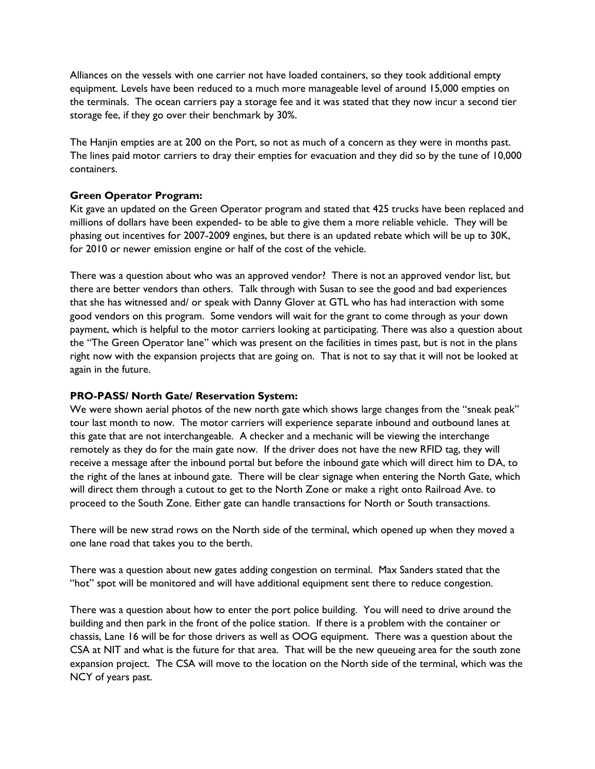Alliances on the vessels with one carrier not have loaded containers, so they took additional empty equipment. Levels have been reduced to a much more manageable level of around 15,000 empties on the terminals. The ocean carriers pay a storage fee and it was stated that they now incur a second tier storage fee, if they go over their benchmark by 30%.

The Hanjin empties are at 200 on the Port, so not as much of a concern as they were in months past. The lines paid motor carriers to dray their empties for evacuation and they did so by the tune of 10,000 containers.

**Green Operator Program:**
Kit gave an updated on the Green Operator program and stated that 425 trucks have been replaced and millions of dollars have been expended- to be able to give them a more reliable vehicle. They will be phasing out incentives for 2007-2009 engines, but there is an updated rebate which will be up to 30K, for 2010 or newer emission engine or half of the cost of the vehicle.

There was a question about who was an approved vendor? There is not an approved vendor list, but there are better vendors than others. Talk through with Susan to see the good and bad experiences that she has witnessed and/ or speak with Danny Glover at GTL who has had interaction with some good vendors on this program. Some vendors will wait for the grant to come through as your down payment, which is helpful to the motor carriers looking at participating. There was also a question about the "The Green Operator lane" which was present on the facilities in times past, but is not in the plans right now with the expansion projects that are going on. That is not to say that it will not be looked at again in the future.

**PRO-PASS/ North Gate/ Reservation System:**
We were shown aerial photos of the new north gate which shows large changes from the "sneak peak" tour last month to now. The motor carriers will experience separate inbound and outbound lanes at this gate that are not interchangeable. A checker and a mechanic will be viewing the interchange remotely as they do for the main gate now. If the driver does not have the new RFID tag, they will receive a message after the inbound portal but before the inbound gate which will direct him to DA, to the right of the lanes at inbound gate. There will be clear signage when entering the North Gate, which will direct them through a cutout to get to the North Zone or make a right onto Railroad Ave. to proceed to the South Zone. Either gate can handle transactions for North or South transactions.

There will be new strad rows on the North side of the terminal, which opened up when they moved a one lane road that takes you to the berth.

There was a question about new gates adding congestion on terminal. Max Sanders stated that the "hot" spot will be monitored and will have additional equipment sent there to reduce congestion.

There was a question about how to enter the port police building. You will need to drive around the building and then park in the front of the police station. If there is a problem with the container or chassis, Lane 16 will be for those drivers as well as OOG equipment. There was a question about the CSA at NIT and what is the future for that area. That will be the new queueing area for the south zone expansion project. The CSA will move to the location on the North side of the terminal, which was the NCY of years past.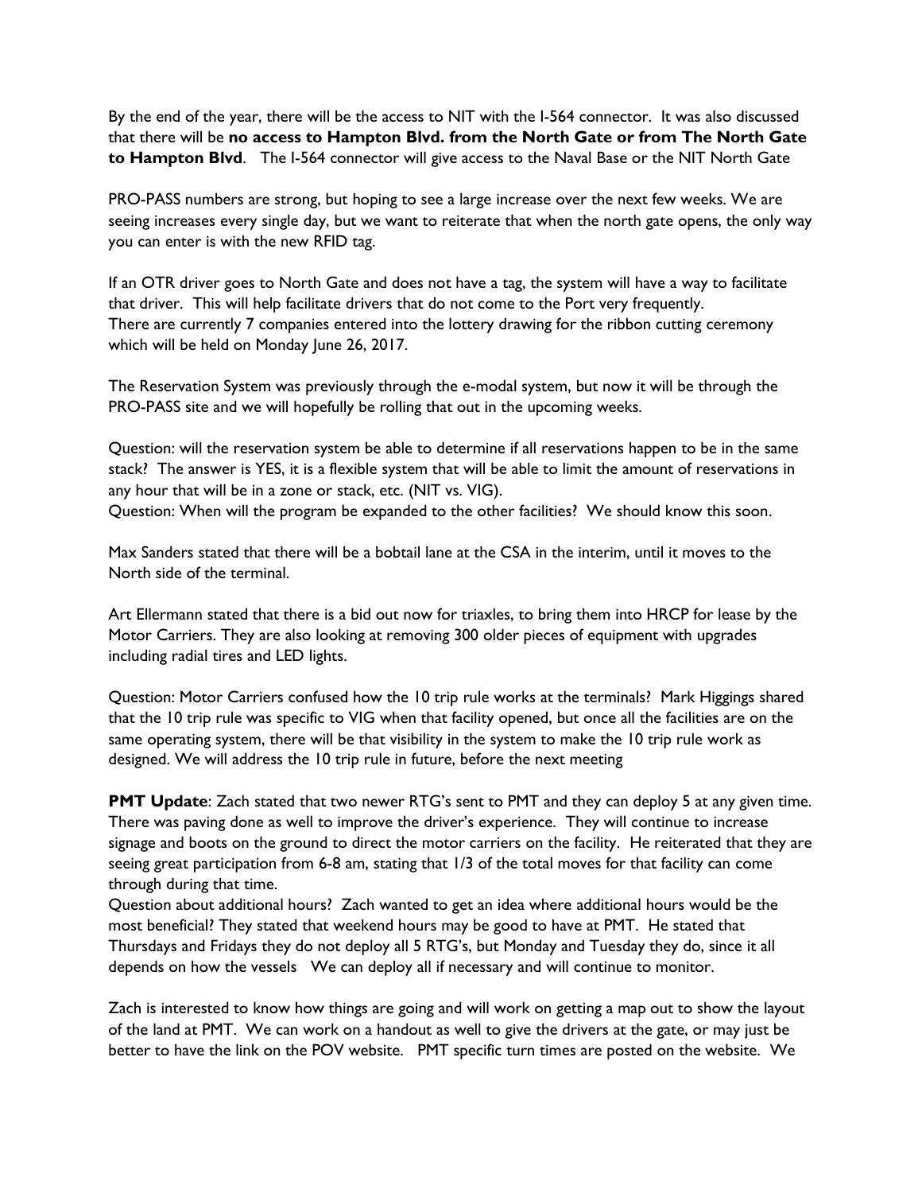By the end of the year, there will be the access to NIT with the I-564 connector. It was also discussed that there will be **no access to Hampton Blvd. from the North Gate or from The North Gate to Hampton Blvd**. The I-564 connector will give access to the Naval Base or the NIT North Gate

PRO-PASS numbers are strong, but hoping to see a large increase over the next few weeks. We are seeing increases every single day, but we want to reiterate that when the north gate opens, the only way you can enter is with the new RFID tag.

If an OTR driver goes to North Gate and does not have a tag, the system will have a way to facilitate that driver. This will help facilitate drivers that do not come to the Port very frequently.
There are currently 7 companies entered into the lottery drawing for the ribbon cutting ceremony which will be held on Monday June 26, 2017.

The Reservation System was previously through the e-modal system, but now it will be through the PRO-PASS site and we will hopefully be rolling that out in the upcoming weeks.

Question: will the reservation system be able to determine if all reservations happen to be in the same stack? The answer is YES, it is a flexible system that will be able to limit the amount of reservations in any hour that will be in a zone or stack, etc. (NIT vs. VIG).
Question: When will the program be expanded to the other facilities? We should know this soon.

Max Sanders stated that there will be a bobtail lane at the CSA in the interim, until it moves to the North side of the terminal.

Art Ellermann stated that there is a bid out now for triaxles, to bring them into HRCP for lease by the Motor Carriers. They are also looking at removing 300 older pieces of equipment with upgrades including radial tires and LED lights.

Question: Motor Carriers confused how the 10 trip rule works at the terminals? Mark Higgings shared that the 10 trip rule was specific to VIG when that facility opened, but once all the facilities are on the same operating system, there will be that visibility in the system to make the 10 trip rule work as designed. We will address the 10 trip rule in future, before the next meeting

**PMT Update**: Zach stated that two newer RTG's sent to PMT and they can deploy 5 at any given time. There was paving done as well to improve the driver's experience. They will continue to increase signage and boots on the ground to direct the motor carriers on the facility. He reiterated that they are seeing great participation from 6-8 am, stating that 1/3 of the total moves for that facility can come through during that time.
Question about additional hours? Zach wanted to get an idea where additional hours would be the most beneficial? They stated that weekend hours may be good to have at PMT. He stated that Thursdays and Fridays they do not deploy all 5 RTG's, but Monday and Tuesday they do, since it all depends on how the vessels We can deploy all if necessary and will continue to monitor.

Zach is interested to know how things are going and will work on getting a map out to show the layout of the land at PMT. We can work on a handout as well to give the drivers at the gate, or may just be better to have the link on the POV website. PMT specific turn times are posted on the website. We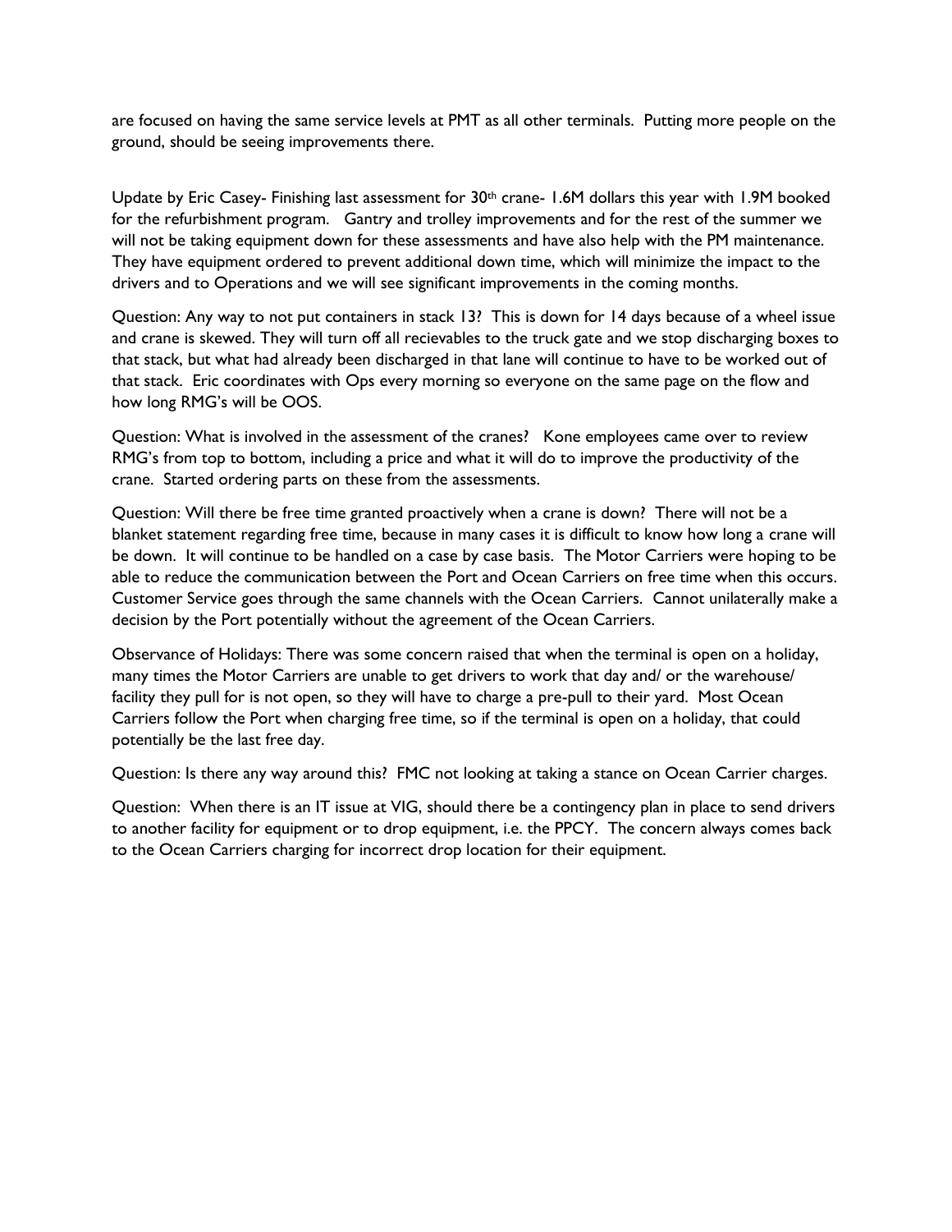are focused on having the same service levels at PMT as all other terminals. Putting more people on the ground, should be seeing improvements there.

Update by Eric Casey- Finishing last assessment for 30th crane- 1.6M dollars this year with 1.9M booked for the refurbishment program. Gantry and trolley improvements and for the rest of the summer we will not be taking equipment down for these assessments and have also help with the PM maintenance. They have equipment ordered to prevent additional down time, which will minimize the impact to the drivers and to Operations and we will see significant improvements in the coming months.

Question: Any way to not put containers in stack 13? This is down for 14 days because of a wheel issue and crane is skewed. They will turn off all recievables to the truck gate and we stop discharging boxes to that stack, but what had already been discharged in that lane will continue to have to be worked out of that stack. Eric coordinates with Ops every morning so everyone on the same page on the flow and how long RMG's will be OOS.

Question: What is involved in the assessment of the cranes? Kone employees came over to review RMG's from top to bottom, including a price and what it will do to improve the productivity of the crane. Started ordering parts on these from the assessments.

Question: Will there be free time granted proactively when a crane is down? There will not be a blanket statement regarding free time, because in many cases it is difficult to know how long a crane will be down. It will continue to be handled on a case by case basis. The Motor Carriers were hoping to be able to reduce the communication between the Port and Ocean Carriers on free time when this occurs. Customer Service goes through the same channels with the Ocean Carriers. Cannot unilaterally make a decision by the Port potentially without the agreement of the Ocean Carriers.

Observance of Holidays: There was some concern raised that when the terminal is open on a holiday, many times the Motor Carriers are unable to get drivers to work that day and/ or the warehouse/ facility they pull for is not open, so they will have to charge a pre-pull to their yard. Most Ocean Carriers follow the Port when charging free time, so if the terminal is open on a holiday, that could potentially be the last free day.

Question: Is there any way around this? FMC not looking at taking a stance on Ocean Carrier charges.

Question: When there is an IT issue at VIG, should there be a contingency plan in place to send drivers to another facility for equipment or to drop equipment, i.e. the PPCY. The concern always comes back to the Ocean Carriers charging for incorrect drop location for their equipment.